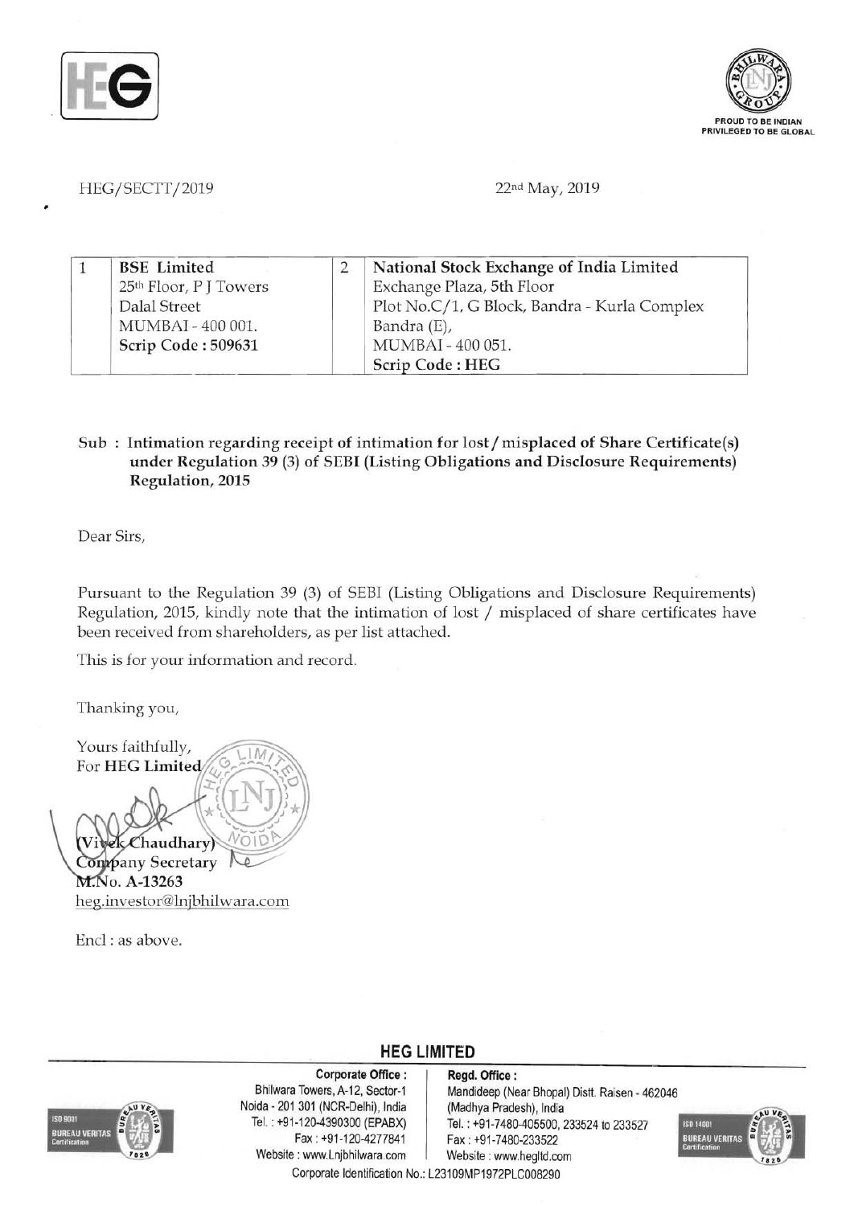HEG/SECTT/2019

22nd May, 2019

| 1 | BSE Limited<br>25th Floor, P J Towers<br>Dalal Street<br>MUMBAI - 400 001.<br>**Scrip Code : 509631** | 2 | **National Stock Exchange of India Limited**<br>Exchange Plaza, 5th Floor<br>Plot No.C/1, G Block, Bandra - Kurla Complex<br>Bandra (E),<br>MUMBAI - 400 051.<br>**Scrip Code : HEG** |
|---|---|---|---|

**Sub : Intimation regarding receipt of intimation for lost / misplaced of Share Certificate(s) under Regulation 39 (3) of SEBI (Listing Obligations and Disclosure Requirements) Regulation, 2015**

Dear Sirs,

Pursuant to the Regulation 39 (3) of SEBI (Listing Obligations and Disclosure Requirements) Regulation, 2015, kindly note that the intimation of lost / misplaced of share certificates have been received from shareholders, as per list attached.

This is for your information and record.

Thanking you,

Yours faithfully,
For **HEG Limited**

**(Vivek Chaudhary)**
**Company Secretary**
**M.No. A-13263**
heg.investor@lnjbhilwara.com

Encl : as above.

**HEG LIMITED**

**Corporate Office :**
Bhilwara Towers, A-12, Sector-1
Noida - 201 301 (NCR-Delhi), India
Tel. : +91-120-4390300 (EPABX)
Fax : +91-120-4277841
Website : www.Lnjbhilwara.com

**Regd. Office :**
Mandideep (Near Bhopal) Distt. Raisen - 462046
(Madhya Pradesh), India
Tel. : +91-7480-405500, 233524 to 233527
Fax : +91-7480-233522
Website : www.hegltd.com

Corporate Identification No.: L23109MP1972PLC008290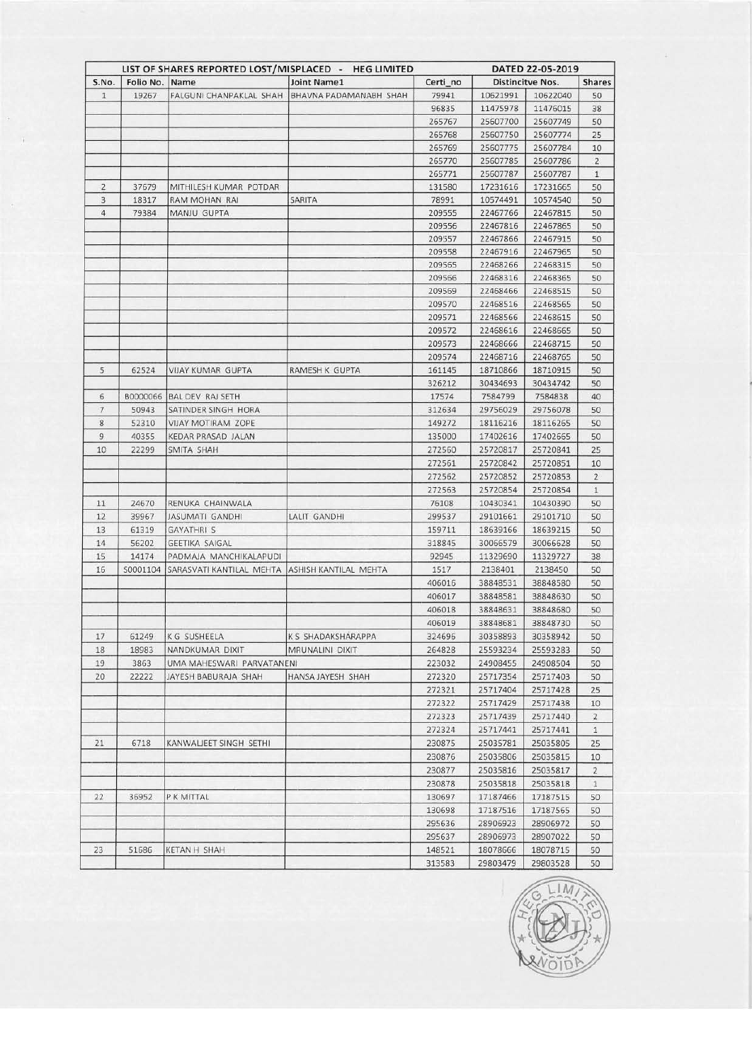| LIST OF SHARES REPORTED LOST/MISPLACED - HEG LIMITED | | | | DATED 22-05-2019 | | | |
|---|---|---|---|---|---|---|---|
| S.No. | Folio No. | Name | Joint Name1 | Certi_no | Distincitve Nos. | | Shares |
| 1 | 19267 | FALGUNI CHANPAKLAL SHAH | BHAVNA PADAMANABH SHAH | 79941 | 10621991 | 10622040 | 50 |
| | | | | 96835 | 11475978 | 11476015 | 38 |
| | | | | 265767 | 25607700 | 25607749 | 50 |
| | | | | 265768 | 25607750 | 25607774 | 25 |
| | | | | 265769 | 25607775 | 25607784 | 10 |
| | | | | 265770 | 25607785 | 25607786 | 2 |
| | | | | 265771 | 25607787 | 25607787 | 1 |
| 2 | 37679 | MITHILESH KUMAR POTDAR | | 131580 | 17231616 | 17231665 | 50 |
| 3 | 18317 | RAM MOHAN RAI | SARITA | 78991 | 10574491 | 10574540 | 50 |
| 4 | 79384 | MANJU GUPTA | | 209555 | 22467766 | 22467815 | 50 |
| | | | | 209556 | 22467816 | 22467865 | 50 |
| | | | | 209557 | 22467866 | 22467915 | 50 |
| | | | | 209558 | 22467916 | 22467965 | 50 |
| | | | | 209565 | 22468266 | 22468315 | 50 |
| | | | | 209566 | 22468316 | 22468365 | 50 |
| | | | | 209569 | 22468466 | 22468515 | 50 |
| | | | | 209570 | 22468516 | 22468565 | 50 |
| | | | | 209571 | 22468566 | 22468615 | 50 |
| | | | | 209572 | 22468616 | 22468665 | 50 |
| | | | | 209573 | 22468666 | 22468715 | 50 |
| | | | | 209574 | 22468716 | 22468765 | 50 |
| 5 | 62524 | VIJAY KUMAR GUPTA | RAMESH K GUPTA | 161145 | 18710866 | 18710915 | 50 |
| | | | | 326212 | 30434693 | 30434742 | 50 |
| 6 | B0000066 | BAL DEV RAJ SETH | | 17574 | 7584799 | 7584838 | 40 |
| 7 | 50943 | SATINDER SINGH HORA | | 312634 | 29756029 | 29756078 | 50 |
| 8 | 52310 | VIJAY MOTIRAM ZOPE | | 149272 | 18116216 | 18116265 | 50 |
| 9 | 40355 | KEDAR PRASAD JALAN | | 135000 | 17402616 | 17402665 | 50 |
| 10 | 22299 | SMITA SHAH | | 272560 | 25720817 | 25720841 | 25 |
| | | | | 272561 | 25720842 | 25720851 | 10 |
| | | | | 272562 | 25720852 | 25720853 | 2 |
| | | | | 272563 | 25720854 | 25720854 | 1 |
| 11 | 24670 | RENUKA CHAINWALA | | 76108 | 10430341 | 10430390 | 50 |
| 12 | 39967 | JASUMATI GANDHI | LALIT GANDHI | 299537 | 29101661 | 29101710 | 50 |
| 13 | 61319 | GAYATHRI S | | 159711 | 18639166 | 18639215 | 50 |
| 14 | 56202 | GEETIKA SAIGAL | | 318845 | 30066579 | 30066628 | 50 |
| 15 | 14174 | PADMAJA MANCHIKALAPUDI | | 92945 | 11329690 | 11329727 | 38 |
| 16 | S0001104 | SARASVATI KANTILAL MEHTA | ASHISH KANTILAL MEHTA | 1517 | 2138401 | 2138450 | 50 |
| | | | | 406016 | 38848531 | 38848580 | 50 |
| | | | | 406017 | 38848581 | 38848630 | 50 |
| | | | | 406018 | 38848631 | 38848680 | 50 |
| | | | | 406019 | 38848681 | 38848730 | 50 |
| 17 | 61249 | K G SUSHEELA | K S SHADAKSHARAPPA | 324696 | 30358893 | 30358942 | 50 |
| 18 | 18983 | NANDKUMAR DIXIT | MRUNALINI DIXIT | 264828 | 25593234 | 25593283 | 50 |
| 19 | 3863 | UMA MAHESWARI PARVATANENI | | 223032 | 24908455 | 24908504 | 50 |
| 20 | 22222 | JAYESH BABURAJA SHAH | HANSA JAYESH SHAH | 272320 | 25717354 | 25717403 | 50 |
| | | | | 272321 | 25717404 | 25717428 | 25 |
| | | | | 272322 | 25717429 | 25717438 | 10 |
| | | | | 272323 | 25717439 | 25717440 | 2 |
| | | | | 272324 | 25717441 | 25717441 | 1 |
| 21 | 6718 | KANWALJEET SINGH SETHI | | 230875 | 25035781 | 25035805 | 25 |
| | | | | 230876 | 25035806 | 25035815 | 10 |
| | | | | 230877 | 25035816 | 25035817 | 2 |
| | | | | 230878 | 25035818 | 25035818 | 1 |
| 22 | 36952 | P K MITTAL | | 130697 | 17187466 | 17187515 | 50 |
| | | | | 130698 | 17187516 | 17187565 | 50 |
| | | | | 295636 | 28906923 | 28906972 | 50 |
| | | | | 295637 | 28906973 | 28907022 | 50 |
| 23 | 51686 | KETAN H SHAH | | 148521 | 18078666 | 18078715 | 50 |
| | | | | 313583 | 29803479 | 29803528 | 50 |